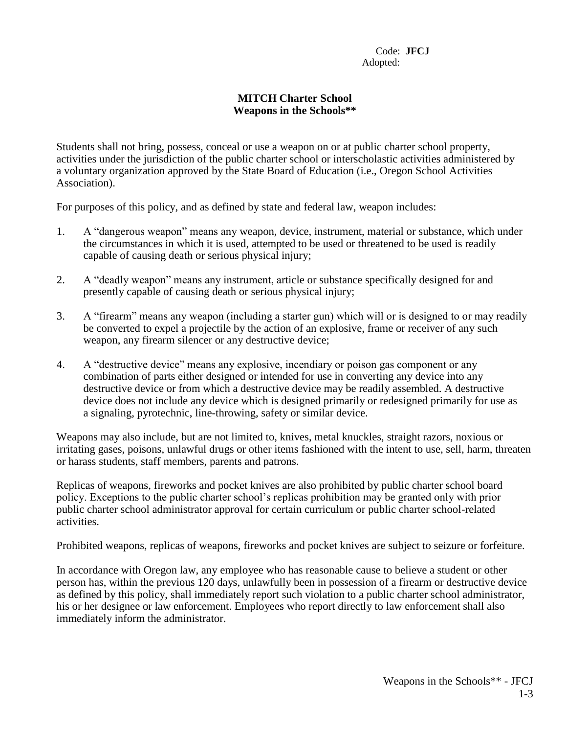Code: **JFCJ**
Adopted:

# MITCH Charter School
## Weapons in the Schools**

Students shall not bring, possess, conceal or use a weapon on or at public charter school property, activities under the jurisdiction of the public charter school or interscholastic activities administered by a voluntary organization approved by the State Board of Education (i.e., Oregon School Activities Association).

For purposes of this policy, and as defined by state and federal law, weapon includes:

1. A "dangerous weapon" means any weapon, device, instrument, material or substance, which under the circumstances in which it is used, attempted to be used or threatened to be used is readily capable of causing death or serious physical injury;

2. A "deadly weapon" means any instrument, article or substance specifically designed for and presently capable of causing death or serious physical injury;

3. A "firearm" means any weapon (including a starter gun) which will or is designed to or may readily be converted to expel a projectile by the action of an explosive, frame or receiver of any such weapon, any firearm silencer or any destructive device;

4. A "destructive device" means any explosive, incendiary or poison gas component or any combination of parts either designed or intended for use in converting any device into any destructive device or from which a destructive device may be readily assembled. A destructive device does not include any device which is designed primarily or redesigned primarily for use as a signaling, pyrotechnic, line-throwing, safety or similar device.

Weapons may also include, but are not limited to, knives, metal knuckles, straight razors, noxious or irritating gases, poisons, unlawful drugs or other items fashioned with the intent to use, sell, harm, threaten or harass students, staff members, parents and patrons.

Replicas of weapons, fireworks and pocket knives are also prohibited by public charter school board policy. Exceptions to the public charter school's replicas prohibition may be granted only with prior public charter school administrator approval for certain curriculum or public charter school-related activities.

Prohibited weapons, replicas of weapons, fireworks and pocket knives are subject to seizure or forfeiture.

In accordance with Oregon law, any employee who has reasonable cause to believe a student or other person has, within the previous 120 days, unlawfully been in possession of a firearm or destructive device as defined by this policy, shall immediately report such violation to a public charter school administrator, his or her designee or law enforcement. Employees who report directly to law enforcement shall also immediately inform the administrator.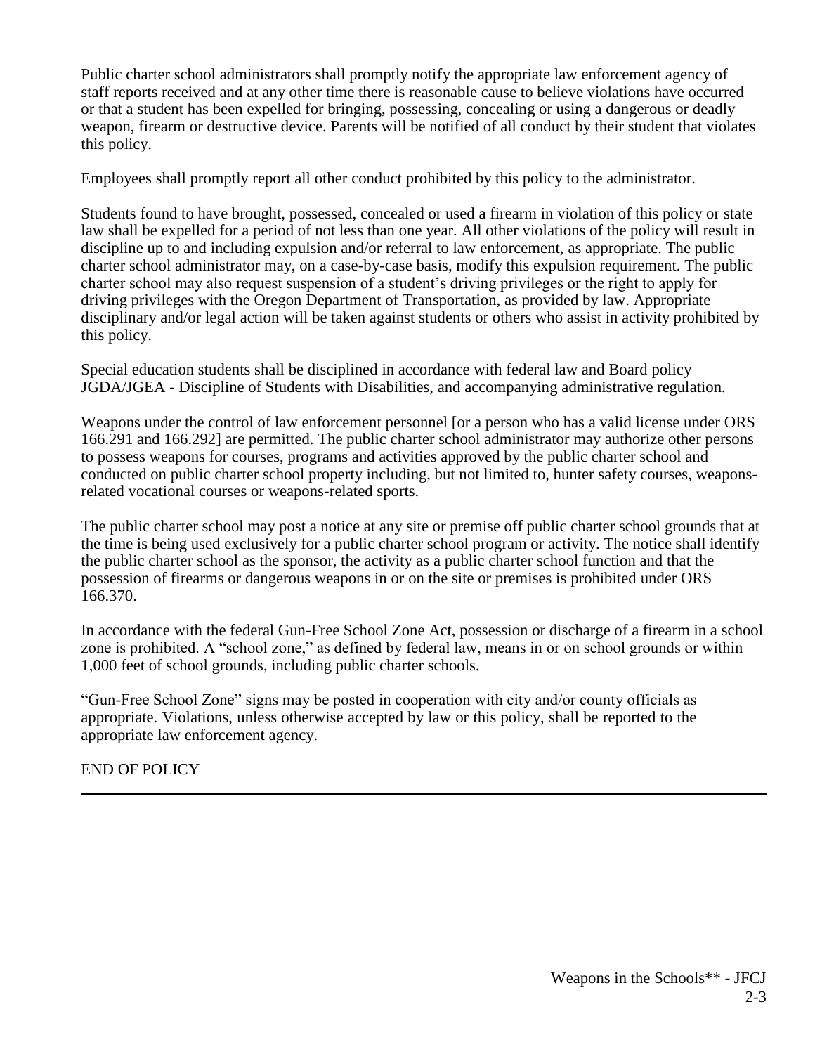Public charter school administrators shall promptly notify the appropriate law enforcement agency of staff reports received and at any other time there is reasonable cause to believe violations have occurred or that a student has been expelled for bringing, possessing, concealing or using a dangerous or deadly weapon, firearm or destructive device. Parents will be notified of all conduct by their student that violates this policy.

Employees shall promptly report all other conduct prohibited by this policy to the administrator.

Students found to have brought, possessed, concealed or used a firearm in violation of this policy or state law shall be expelled for a period of not less than one year. All other violations of the policy will result in discipline up to and including expulsion and/or referral to law enforcement, as appropriate. The public charter school administrator may, on a case-by-case basis, modify this expulsion requirement. The public charter school may also request suspension of a student's driving privileges or the right to apply for driving privileges with the Oregon Department of Transportation, as provided by law. Appropriate disciplinary and/or legal action will be taken against students or others who assist in activity prohibited by this policy.

Special education students shall be disciplined in accordance with federal law and Board policy JGDA/JGEA - Discipline of Students with Disabilities, and accompanying administrative regulation.

Weapons under the control of law enforcement personnel [or a person who has a valid license under ORS 166.291 and 166.292] are permitted. The public charter school administrator may authorize other persons to possess weapons for courses, programs and activities approved by the public charter school and conducted on public charter school property including, but not limited to, hunter safety courses, weapons-related vocational courses or weapons-related sports.

The public charter school may post a notice at any site or premise off public charter school grounds that at the time is being used exclusively for a public charter school program or activity. The notice shall identify the public charter school as the sponsor, the activity as a public charter school function and that the possession of firearms or dangerous weapons in or on the site or premises is prohibited under ORS 166.370.

In accordance with the federal Gun-Free School Zone Act, possession or discharge of a firearm in a school zone is prohibited. A "school zone," as defined by federal law, means in or on school grounds or within 1,000 feet of school grounds, including public charter schools.

"Gun-Free School Zone" signs may be posted in cooperation with city and/or county officials as appropriate. Violations, unless otherwise accepted by law or this policy, shall be reported to the appropriate law enforcement agency.

END OF POLICY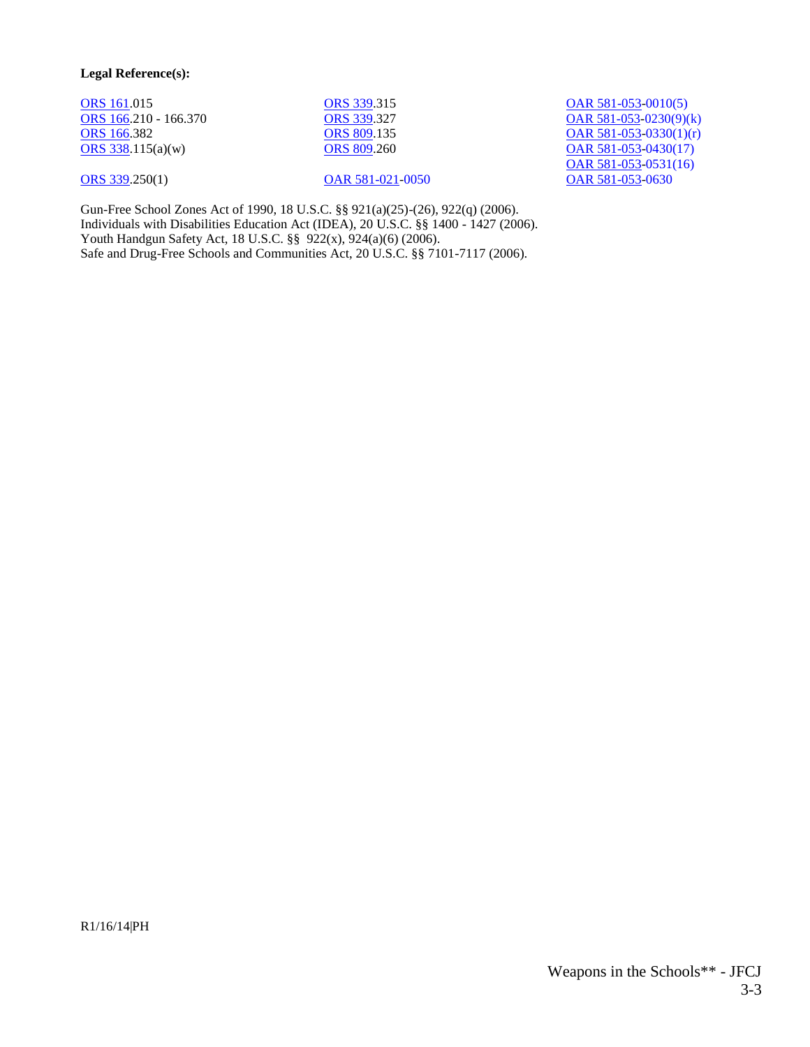**Legal Reference(s):**

ORS 161.015
ORS 166.210 - 166.370
ORS 166.382
ORS 338.115(a)(w)
ORS 339.250(1)

ORS 339.315
ORS 339.327
ORS 809.135
ORS 809.260
OAR 581-021-0050

OAR 581-053-0010(5)
OAR 581-053-0230(9)(k)
OAR 581-053-0330(1)(r)
OAR 581-053-0430(17)
OAR 581-053-0531(16)
OAR 581-053-0630

Gun-Free School Zones Act of 1990, 18 U.S.C. §§ 921(a)(25)-(26), 922(q) (2006).
Individuals with Disabilities Education Act (IDEA), 20 U.S.C. §§ 1400 - 1427 (2006).
Youth Handgun Safety Act, 18 U.S.C. §§ 922(x), 924(a)(6) (2006).
Safe and Drug-Free Schools and Communities Act, 20 U.S.C. §§ 7101-7117 (2006).

R1/16/14|PH